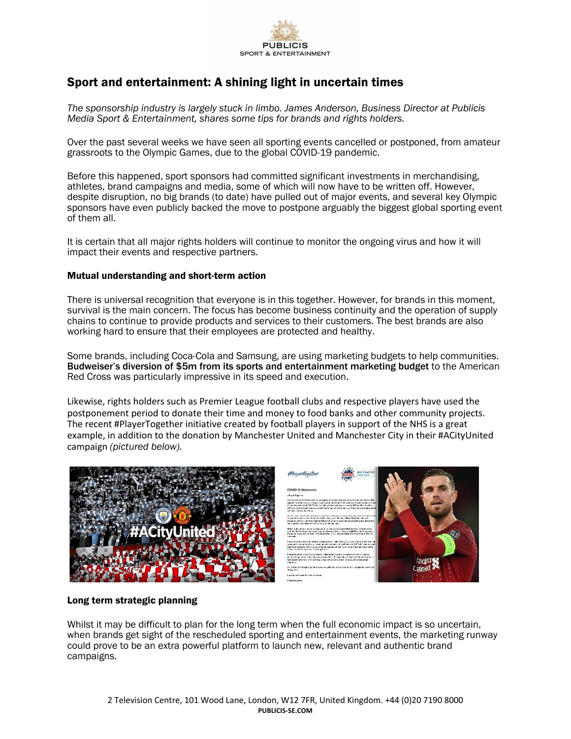# Sport and entertainment: A shining light in uncertain times

*The sponsorship industry is largely stuck in limbo. James Anderson, Business Director at Publicis Media Sport & Entertainment, shares some tips for brands and rights holders.*

Over the past several weeks we have seen all sporting events cancelled or postponed, from amateur grassroots to the Olympic Games, due to the global COVID-19 pandemic.

Before this happened, sport sponsors had committed significant investments in merchandising, athletes, brand campaigns and media, some of which will now have to be written off. However, despite disruption, no big brands (to date) have pulled out of major events, and several key Olympic sponsors have even publicly backed the move to postpone arguably the biggest global sporting event of them all.

It is certain that all major rights holders will continue to monitor the ongoing virus and how it will impact their events and respective partners.

## Mutual understanding and short-term action

There is universal recognition that everyone is in this together. However, for brands in this moment, survival is the main concern. The focus has become business continuity and the operation of supply chains to continue to provide products and services to their customers. The best brands are also working hard to ensure that their employees are protected and healthy.

Some brands, including Coca-Cola and Samsung, are using marketing budgets to help communities. **Budweiser's diversion of $5m from its sports and entertainment marketing budget** to the American Red Cross was particularly impressive in its speed and execution.

Likewise, rights holders such as Premier League football clubs and respective players have used the postponement period to donate their time and money to food banks and other community projects. The recent #PlayerTogether initiative created by football players in support of the NHS is a great example, in addition to the donation by Manchester United and Manchester City in their #ACityUnited campaign *(pictured below).*

## Long term strategic planning

Whilst it may be difficult to plan for the long term when the full economic impact is so uncertain, when brands get sight of the rescheduled sporting and entertainment events, the marketing runway could prove to be an extra powerful platform to launch new, relevant and authentic brand campaigns.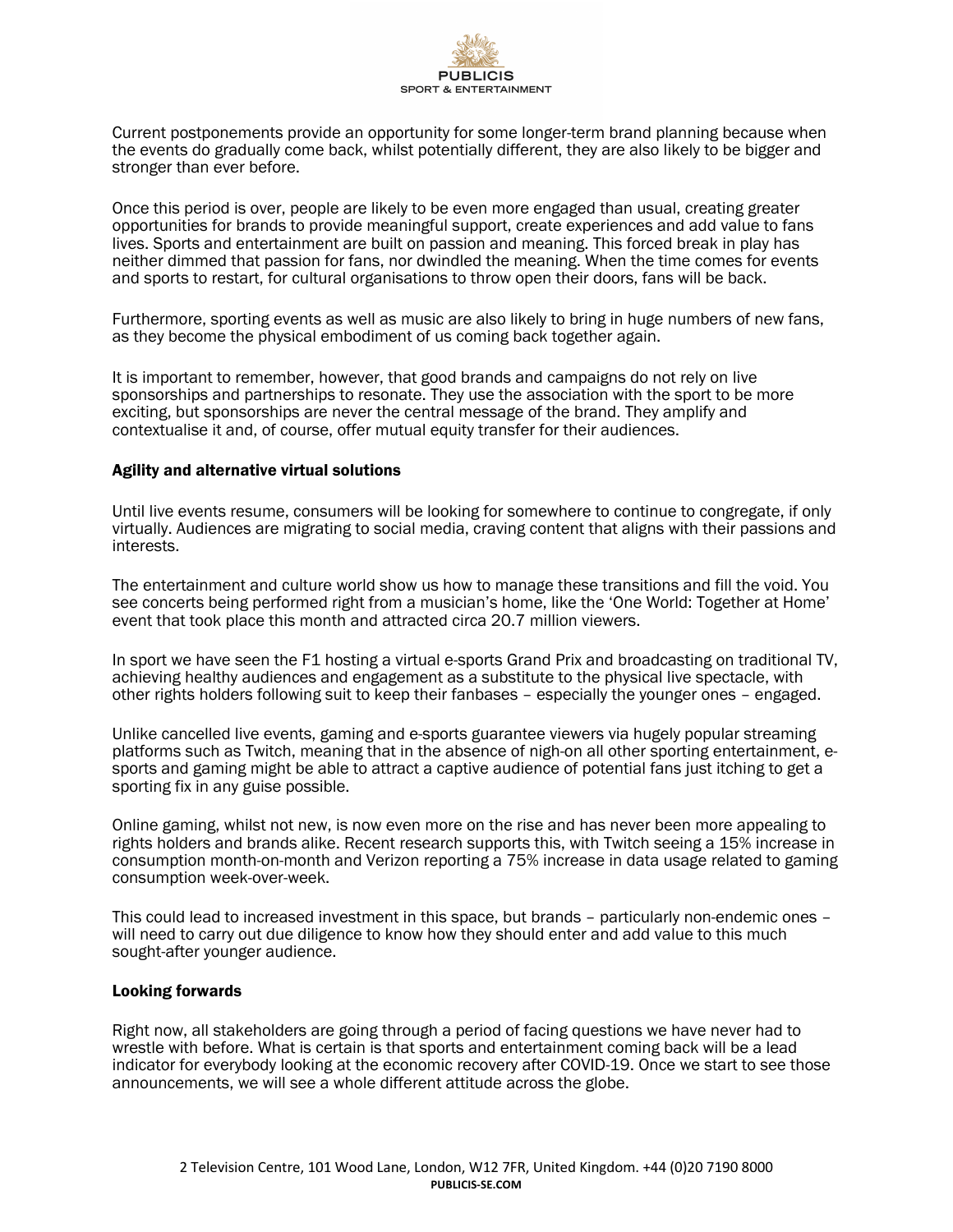Current postponements provide an opportunity for some longer-term brand planning because when the events do gradually come back, whilst potentially different, they are also likely to be bigger and stronger than ever before.

Once this period is over, people are likely to be even more engaged than usual, creating greater opportunities for brands to provide meaningful support, create experiences and add value to fans lives. Sports and entertainment are built on passion and meaning. This forced break in play has neither dimmed that passion for fans, nor dwindled the meaning. When the time comes for events and sports to restart, for cultural organisations to throw open their doors, fans will be back.

Furthermore, sporting events as well as music are also likely to bring in huge numbers of new fans, as they become the physical embodiment of us coming back together again.

It is important to remember, however, that good brands and campaigns do not rely on live sponsorships and partnerships to resonate. They use the association with the sport to be more exciting, but sponsorships are never the central message of the brand. They amplify and contextualise it and, of course, offer mutual equity transfer for their audiences.

**Agility and alternative virtual solutions**

Until live events resume, consumers will be looking for somewhere to continue to congregate, if only virtually. Audiences are migrating to social media, craving content that aligns with their passions and interests.

The entertainment and culture world show us how to manage these transitions and fill the void. You see concerts being performed right from a musician's home, like the 'One World: Together at Home' event that took place this month and attracted circa 20.7 million viewers.

In sport we have seen the F1 hosting a virtual e-sports Grand Prix and broadcasting on traditional TV, achieving healthy audiences and engagement as a substitute to the physical live spectacle, with other rights holders following suit to keep their fanbases – especially the younger ones – engaged.

Unlike cancelled live events, gaming and e-sports guarantee viewers via hugely popular streaming platforms such as Twitch, meaning that in the absence of nigh-on all other sporting entertainment, e-sports and gaming might be able to attract a captive audience of potential fans just itching to get a sporting fix in any guise possible.

Online gaming, whilst not new, is now even more on the rise and has never been more appealing to rights holders and brands alike. Recent research supports this, with Twitch seeing a 15% increase in consumption month-on-month and Verizon reporting a 75% increase in data usage related to gaming consumption week-over-week.

This could lead to increased investment in this space, but brands – particularly non-endemic ones – will need to carry out due diligence to know how they should enter and add value to this much sought-after younger audience.

**Looking forwards**

Right now, all stakeholders are going through a period of facing questions we have never had to wrestle with before. What is certain is that sports and entertainment coming back will be a lead indicator for everybody looking at the economic recovery after COVID-19. Once we start to see those announcements, we will see a whole different attitude across the globe.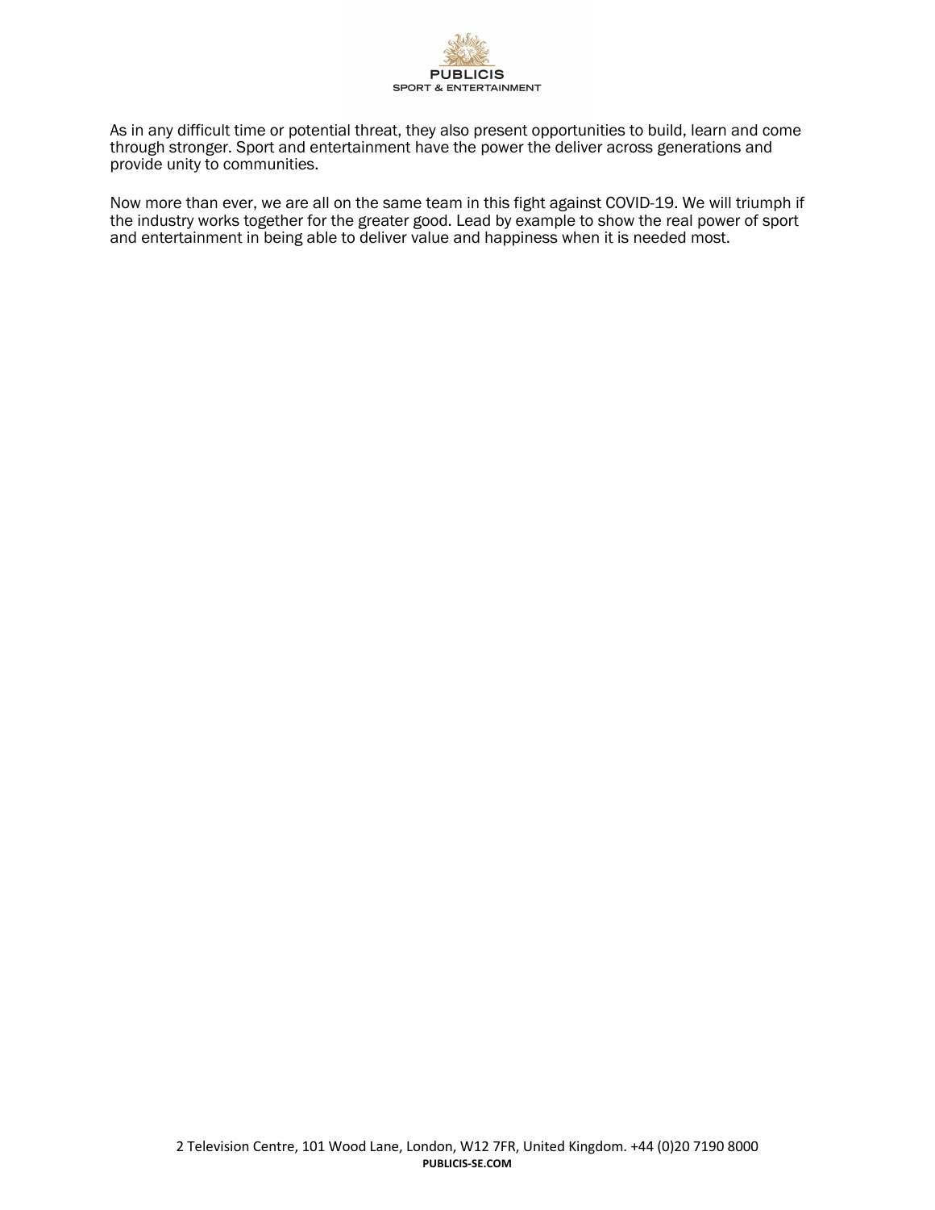As in any difficult time or potential threat, they also present opportunities to build, learn and come through stronger. Sport and entertainment have the power the deliver across generations and provide unity to communities.

Now more than ever, we are all on the same team in this fight against COVID-19. We will triumph if the industry works together for the greater good. Lead by example to show the real power of sport and entertainment in being able to deliver value and happiness when it is needed most.